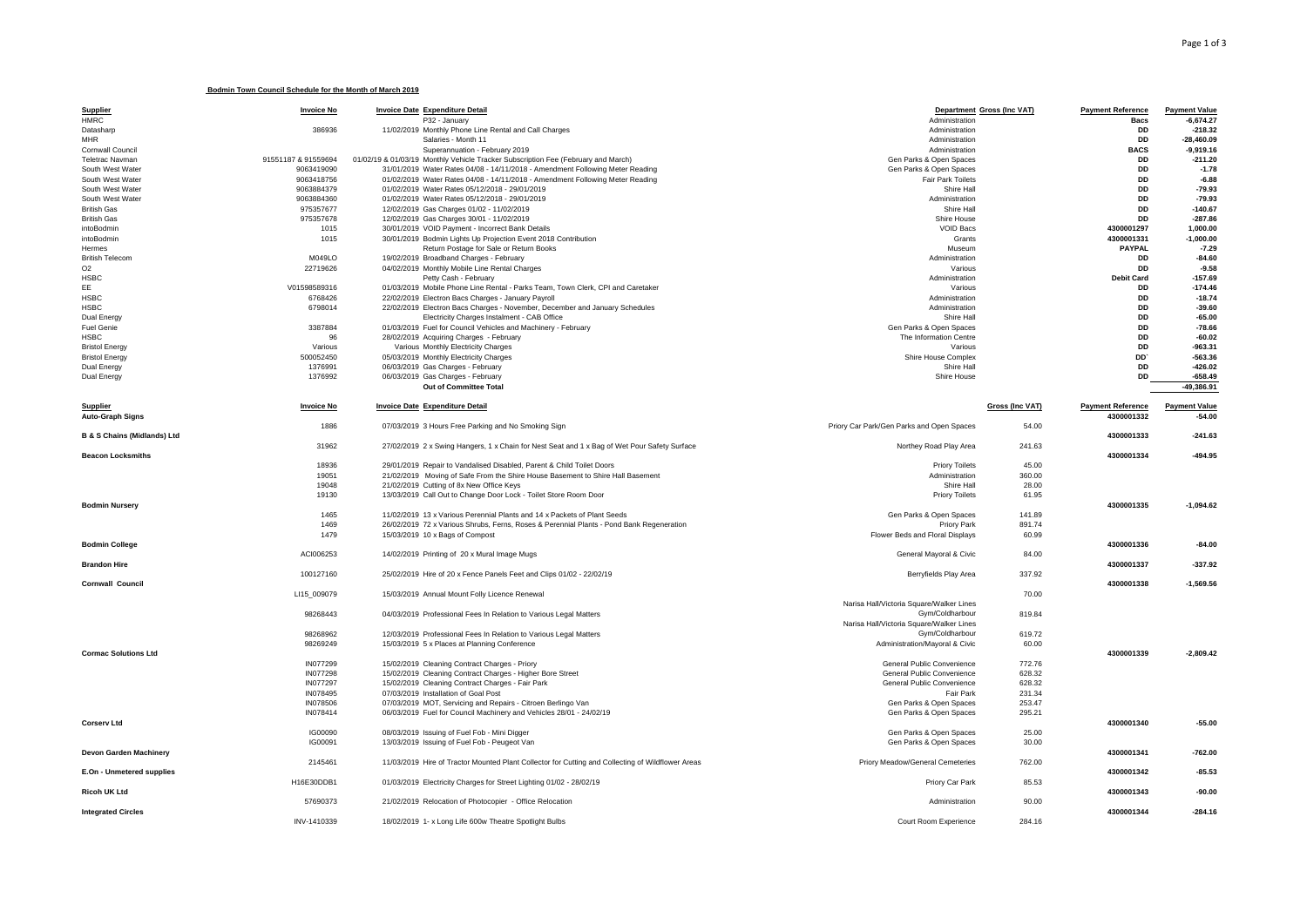**Bodmin Town Council Schedule for the Month of March 2019**

| Supplier | Invoice No | Invoice Date | Expenditure Detail | Department | Gross (Inc VAT) | Payment Reference | Payment Value |
|---|---|---|---|---|---|---|---|
| HMRC | | | P32 - January | Administration | | Bacs | -6,674.27 |
| Datasharp | 386936 | 11/02/2019 | Monthly Phone Line Rental and Call Charges | Administration | | DD | -218.32 |
| MHR | | | Salaries - Month 11 | Administration | | DD | -28,460.09 |
| Cornwall Council | | | Superannuation - February 2019 | Administration | | BACS | -9,919.16 |
| Teletrac Navman | 91551187 & 91559694 | 01/02/19 & 01/03/19 | Monthly Vehicle Tracker Subscription Fee (February and March) | Gen Parks & Open Spaces | | DD | -211.20 |
| South West Water | 9063419090 | 31/01/2019 | Water Rates 04/08 - 14/11/2018 - Amendment Following Meter Reading | Gen Parks & Open Spaces | | DD | -1.78 |
| South West Water | 9063418756 | 01/02/2019 | Water Rates 04/08 - 14/11/2018 - Amendment Following Meter Reading | Fair Park Toilets | | DD | -6.88 |
| South West Water | 9063884379 | 01/02/2019 | Water Rates 05/12/2018 - 29/01/2019 | Shire Hall | | DD | -79.93 |
| South West Water | 9063884360 | 01/02/2019 | Water Rates 05/12/2018 - 29/01/2019 | Administration | | DD | -79.93 |
| British Gas | 975357677 | 12/02/2019 | Gas Charges 01/02 - 11/02/2019 | Shire Hall | | DD | -140.67 |
| British Gas | 975357678 | 12/02/2019 | Gas Charges 30/01 - 11/02/2019 | Shire House | | DD | -287.86 |
| intoBodmin | 1015 | 30/01/2019 | VOID Payment - Incorrect Bank Details | VOID Bacs | | 4300001297 | 1,000.00 |
| intoBodmin | 1015 | 30/01/2019 | Bodmin Lights Up Projection Event 2018 Contribution | Grants | | 4300001331 | -1,000.00 |
| Hermes | | | Return Postage for Sale or Return Books | Museum | | PAYPAL | -7.29 |
| British Telecom | M049LO | 19/02/2019 | Broadband Charges - February | Administration | | DD | -84.60 |
| O2 | 22719626 | 04/02/2019 | Monthly Mobile Line Rental Charges | Various | | DD | -9.58 |
| HSBC | | | Petty Cash - February | Administration | | Debit Card | -157.69 |
| EE | V01598589316 | 01/03/2019 | Mobile Phone Line Rental - Parks Team, Town Clerk, CPI and Caretaker | Various | | DD | -174.46 |
| HSBC | 6768426 | 22/02/2019 | Electron Bacs Charges - January Payroll | Administration | | DD | -18.74 |
| HSBC | 6798014 | 22/02/2019 | Electron Bacs Charges - November, December and January Schedules | Administration | | DD | -39.60 |
| Dual Energy | | | Electricity Charges Instalment - CAB Office | Shire Hall | | DD | -65.00 |
| Fuel Genie | 3387884 | 01/03/2019 | Fuel for Council Vehicles and Machinery - February | Gen Parks & Open Spaces | | DD | -78.66 |
| HSBC | 96 | 28/02/2019 | Acquiring Charges - February | The Information Centre | | DD | -60.02 |
| Bristol Energy | Various | Various | Monthly Electricity Charges | Various | | DD | -963.31 |
| Bristol Energy | 500052450 | 05/03/2019 | Monthly Electricity Charges | Shire House Complex | | DD` | -563.36 |
| Dual Energy | 1376991 | 06/03/2019 | Gas Charges - February | Shire Hall | | DD | -426.02 |
| Dual Energy | 1376992 | 06/03/2019 | Gas Charges - February | Shire House | | DD | -658.49 |
| | | | **Out of Committee Total** | | | | -49,386.91 |

| Supplier | Invoice No | Invoice Date | Expenditure Detail | Department | Gross (Inc VAT) | Payment Reference | Payment Value |
|---|---|---|---|---|---|---|---|
| **Auto-Graph Signs** | | | | | | 4300001332 | -54.00 |
| | 1886 | 07/03/2019 | 3 Hours Free Parking and No Smoking Sign | Priory Car Park/Gen Parks and Open Spaces | 54.00 | | |
| **B & S Chains (Midlands) Ltd** | | | | | | 4300001333 | -241.63 |
| | 31962 | 27/02/2019 | 2 x Swing Hangers, 1 x Chain for Nest Seat and 1 x Bag of Wet Pour Safety Surface | Northey Road Play Area | 241.63 | | |
| **Beacon Locksmiths** | | | | | | 4300001334 | -494.95 |
| | 18936 | 29/01/2019 | Repair to Vandalised Disabled, Parent & Child Toilet Doors | Priory Toilets | 45.00 | | |
| | 19051 | 21/02/2019 | Moving of Safe From the Shire House Basement to Shire Hall Basement | Administration | 360.00 | | |
| | 19048 | 21/02/2019 | Cutting of 8x New Office Keys | Shire Hall | 28.00 | | |
| | 19130 | 13/03/2019 | Call Out to Change Door Lock - Toilet Store Room Door | Priory Toilets | 61.95 | | |
| **Bodmin Nursery** | | | | | | 4300001335 | -1,094.62 |
| | 1465 | 11/02/2019 | 13 x Various Perennial Plants and 14 x Packets of Plant Seeds | Gen Parks & Open Spaces | 141.89 | | |
| | 1469 | 26/02/2019 | 72 x Various Shrubs, Ferns, Roses & Perennial Plants - Pond Bank Regeneration | Priory Park | 891.74 | | |
| | 1479 | 15/03/2019 | 10 x Bags of Compost | Flower Beds and Floral Displays | 60.99 | | |
| **Bodmin College** | | | | | | 4300001336 | -84.00 |
| | ACI006253 | 14/02/2019 | Printing of 20 x Mural Image Mugs | General Mayoral & Civic | 84.00 | | |
| **Brandon Hire** | | | | | | 4300001337 | -337.92 |
| | 100127160 | 25/02/2019 | Hire of 20 x Fence Panels Feet and Clips 01/02 - 22/02/19 | Berryfields Play Area | 337.92 | | |
| **Cornwall Council** | | | | | | 4300001338 | -1,569.56 |
| | LI15_009079 | 15/03/2019 | Annual Mount Folly Licence Renewal | | 70.00 | | |
| | 98268443 | 04/03/2019 | Professional Fees In Relation to Various Legal Matters | Narisa Hall/Victoria Square/Walker Lines Gym/Coldharbour | 819.84 | | |
| | 98268962 | 12/03/2019 | Professional Fees In Relation to Various Legal Matters | Narisa Hall/Victoria Square/Walker Lines Gym/Coldharbour | 619.72 | | |
| | 98269249 | 15/03/2019 | 5 x Places at Planning Conference | Administration/Mayoral & Civic | 60.00 | | |
| **Cormac Solutions Ltd** | | | | | | 4300001339 | -2,809.42 |
| | IN077299 | 15/02/2019 | Cleaning Contract Charges - Priory | General Public Convenience | 772.76 | | |
| | IN077298 | 15/02/2019 | Cleaning Contract Charges - Higher Bore Street | General Public Convenience | 628.32 | | |
| | IN077297 | 15/02/2019 | Cleaning Contract Charges - Fair Park | General Public Convenience | 628.32 | | |
| | IN078495 | 07/03/2019 | Installation of Goal Post | Fair Park | 231.34 | | |
| | IN078506 | 07/03/2019 | MOT, Servicing and Repairs - Citroen Berlingo Van | Gen Parks & Open Spaces | 253.47 | | |
| | IN078414 | 06/03/2019 | Fuel for Council Machinery and Vehicles 28/01 - 24/02/19 | Gen Parks & Open Spaces | 295.21 | | |
| **Corserv Ltd** | | | | | | 4300001340 | -55.00 |
| | IG00090 | 08/03/2019 | Issuing of Fuel Fob - Mini Digger | Gen Parks & Open Spaces | 25.00 | | |
| | IG00091 | 13/03/2019 | Issuing of Fuel Fob - Peugeot Van | Gen Parks & Open Spaces | 30.00 | | |
| **Devon Garden Machinery** | | | | | | 4300001341 | -762.00 |
| | 2145461 | 11/03/2019 | Hire of Tractor Mounted Plant Collector for Cutting and Collecting of Wildflower Areas | Priory Meadow/General Cemeteries | 762.00 | | |
| **E.On - Unmetered supplies** | | | | | | 4300001342 | -85.53 |
| | H16E30DDB1 | 01/03/2019 | Electricity Charges for Street Lighting 01/02 - 28/02/19 | Priory Car Park | 85.53 | | |
| **Ricoh UK Ltd** | | | | | | 4300001343 | -90.00 |
| | 57690373 | 21/02/2019 | Relocation of Photocopier - Office Relocation | Administration | 90.00 | | |
| **Integrated Circles** | | | | | | 4300001344 | -284.16 |
| | INV-1410339 | 18/02/2019 | 1- x Long Life 600w Theatre Spotlight Bulbs | Court Room Experience | 284.16 | | |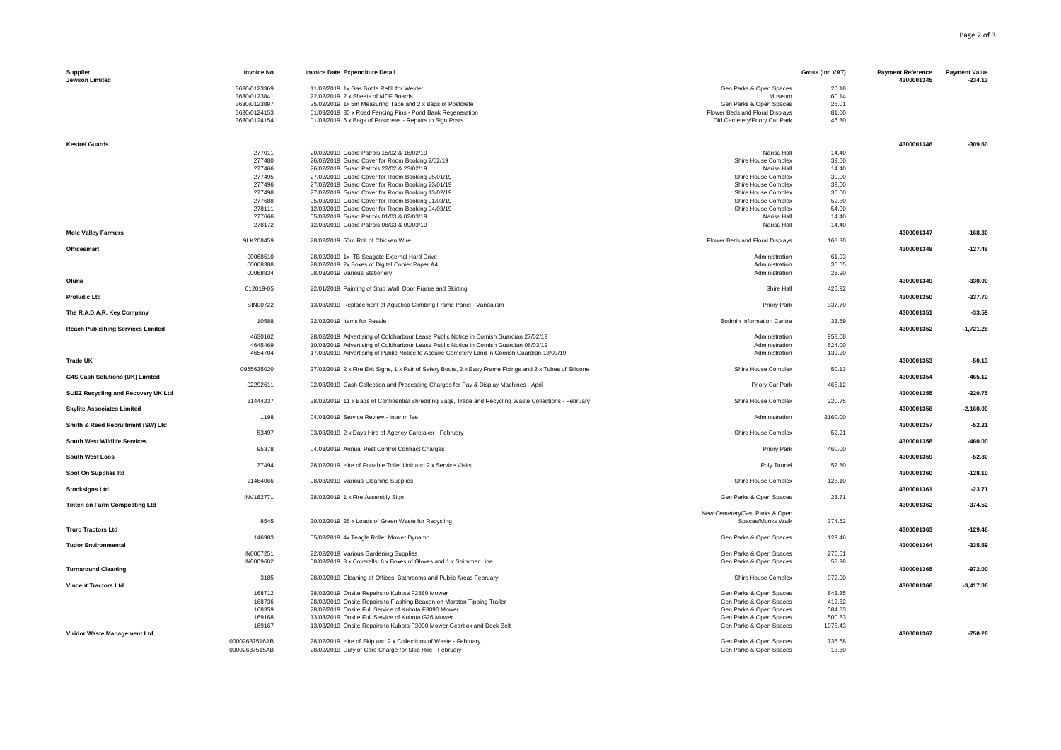| Supplier | Invoice No | Invoice Date | Expenditure Detail | | Gross (Inc VAT) | Payment Reference | Payment Value |
|---|---|---|---|---|---|---|---|
| **Jewson Limited** | | | | | | **4300001345** | **-234.13** |
| | 3630/0123369 | 11/02/2019 | 1x Gas Bottle Refill for Welder | Gen Parks & Open Spaces | 20.18 | | |
| | 3630/0123841 | 22/02/2019 | 2 x Sheets of MDF Boards | Museum | 60.14 | | |
| | 3630/0123897 | 25/02/2019 | 1x 5m Measuring Tape and 2 x Bags of Postcrete | Gen Parks & Open Spaces | 26.01 | | |
| | 3630/0124153 | 01/03/2019 | 30 x Road Fencing Pins - Pond Bank Regeneration | Flower Beds and Floral Displays | 81.00 | | |
| | 3630/0124154 | 01/03/2019 | 6 x Bags of Postcrete - Repairs to Sign Posts | Old Cemetery/Priory Car Park | 46.80 | | |
| **Kestrel Guards** | | | | | | **4300001346** | **-309.60** |
| | 277011 | 20/02/2019 | Guard Patrols 15/02 & 16/02/19 | Narisa Hall | 14.40 | | |
| | 277480 | 26/02/2019 | Guard Cover for Room Booking 2/02/19 | Shire House Complex | 39.60 | | |
| | 277466 | 26/02/2019 | Guard Patrols 22/02 & 23/02/19 | Narisa Hall | 14.40 | | |
| | 277495 | 27/02/2019 | Guard Cover for Room Booking 25/01/19 | Shire House Complex | 30.00 | | |
| | 277496 | 27/02/2019 | Guard Cover for Room Booking 23/01/19 | Shire House Complex | 39.60 | | |
| | 277498 | 27/02/2019 | Guard Cover for Room Booking 13/02/19 | Shire House Complex | 36.00 | | |
| | 277688 | 05/03/2019 | Guard Cover for Room Booking 01/03/19 | Shire House Complex | 52.80 | | |
| | 278111 | 12/03/2019 | Guard Cover for Room Booking 04/03/19 | Shire House Complex | 54.00 | | |
| | 277666 | 05/03/2019 | Guard Patrols 01/03 & 02/03/19 | Narisa Hall | 14.40 | | |
| | 278172 | 12/03/2019 | Guard Patrols 08/03 & 09/03/19 | Narisa Hall | 14.40 | | |
| **Mole Valley Farmers** | | | | | | **4300001347** | **-168.30** |
| | 9LK208459 | 28/02/2019 | 50m Roll of Chicken Wire | Flower Beds and Floral Displays | 168.30 | | |
| **Officesmart** | | | | | | **4300001348** | **-127.48** |
| | 00068510 | 28/02/2019 | 1x ITB Seagate External Hard Drive | Administration | 61.93 | | |
| | 00068388 | 28/02/2019 | 2x Boxes of Digital Copier Paper A4 | Administration | 36.65 | | |
| | 00068834 | 08/03/2019 | Various Stationery | Administration | 28.90 | | |
| **Oluna** | | | | | | **4300001349** | **-330.00** |
| | 012019-05 | 22/01/2019 | Painting of Stud Wall, Door Frame and Skirting | Shire Hall | 426.92 | | |
| **Proludic Ltd** | | | | | | **4300001350** | **-337.70** |
| | SIN00722 | 13/03/2019 | Replacement of Aquatica Climbing Frame Panel - Vandalism | Priory Park | 337.70 | | |
| **The R.A.D.A.R. Key Company** | | | | | | **4300001351** | **-33.59** |
| | 10588 | 22/02/2019 | items for Resale | Bodmin Information Centre | 33.59 | | |
| **Reach Publishing Services Limited** | | | | | | **4300001352** | **-1,721.28** |
| | 4630162 | 28/02/2019 | Advertising of Coldharbour Lease Public Notice in Cornish Guardian 27/02/19 | Administration | 958.08 | | |
| | 4645469 | 10/03/2019 | Advertising of Coldharbour Lease Public Notice in Cornish Guardian 06/03/19 | Administration | 624.00 | | |
| | 4654704 | 17/03/2019 | Advertising of Public Notice to Acquire Cemetery Land in Cornish Guardian 13/03/19 | Administration | 139.20 | | |
| **Trade UK** | | | | | | **4300001353** | **-50.13** |
| | 0955635020 | 27/02/2019 | 2 x Fire Exit Signs, 1 x Pair of Safety Boots, 2 x Easy Frame Fixings and 2 x Tubes of Silicone | Shire House Complex | 50.13 | | |
| **G4S Cash Solutions (UK) Limited** | | | | | | **4300001354** | **-465.12** |
| | 02292611 | 02/03/2019 | Cash Collection and Processing Charges for Pay & Display Machines - April | Priory Car Park | 465.12 | | |
| **SUEZ Recycling and Recovery UK Ltd** | | | | | | **4300001355** | **-220.75** |
| | 31444237 | 28/02/2019 | 11 x Bags of Confidential Shredding Bags, Trade and Recycling Waste Collections - February | Shire House Complex | 220.75 | | |
| **Skylite Associates Limited** | | | | | | **4300001356** | **-2,160.00** |
| | 1198 | 04/03/2019 | Service Review - Interim fee | Administration | 2160.00 | | |
| **Smith & Reed Recruitment (SW) Ltd** | | | | | | **4300001357** | **-52.21** |
| | 53497 | 03/03/2019 | 2 x Days Hire of Agency Caretaker - February | Shire House Complex | 52.21 | | |
| **South West Wildlife Services** | | | | | | **4300001358** | **-460.00** |
| | 95378 | 04/03/2019 | Annual Pest Control Contract Charges | Priory Park | 460.00 | | |
| **South West Loos** | | | | | | **4300001359** | **-52.80** |
| | 37494 | 28/02/2019 | Hire of Portable Toilet Unit and 2 x Service Visits | Poly Tunnel | 52.80 | | |
| **Spot On Supplies ltd** | | | | | | **4300001360** | **-128.10** |
| | 21464066 | 08/03/2019 | Various Cleaning Supplies | Shire House Complex | 128.10 | | |
| **Stocksigns Ltd** | | | | | | **4300001361** | **-23.71** |
| | INV182771 | 28/02/2019 | 1 x Fire Assembly Sign | Gen Parks & Open Spaces | 23.71 | | |
| **Tinten on Farm Composting Ltd** | | | | | | **4300001362** | **-374.52** |
| | 8545 | 20/02/2019 | 26 x Loads of Green Waste for Recycling | New Cemetery/Gen Parks & Open Spaces/Monks Walk | 374.52 | | |
| **Truro Tractors Ltd** | | | | | | **4300001363** | **-129.46** |
| | 146983 | 05/03/2019 | 4x Teagle Roller Mower Dynamo | Gen Parks & Open Spaces | 129.46 | | |
| **Tudor Environmental** | | | | | | **4300001364** | **-335.59** |
| | IN0007251 | 22/02/2019 | Various Gardening Supplies | Gen Parks & Open Spaces | 276.61 | | |
| | IN0009602 | 08/03/2019 | 8 x Coveralls, 6 x Boxes of Gloves and 1 x Strimmer Line | Gen Parks & Open Spaces | 58.98 | | |
| **Turnaround Cleaning** | | | | | | **4300001365** | **-972.00** |
| | 3185 | 28/02/2019 | Cleaning of Offices, Bathrooms and Public Areas February | Shire House Complex | 972.00 | | |
| **Vincent Tractors Ltd** | | | | | | **4300001366** | **-3,417.06** |
| | 168712 | 28/02/2019 | Onsite Repairs to Kubota F2880 Mower | Gen Parks & Open Spaces | 843.35 | | |
| | 168736 | 28/02/2019 | Onsite Repairs to Flashing Beacon on Marston Tipping Trailer | Gen Parks & Open Spaces | 412.62 | | |
| | 168359 | 28/02/2019 | Onsite Full Service of Kubota F3090 Mower | Gen Parks & Open Spaces | 584.83 | | |
| | 169168 | 13/03/2019 | Onsite Full Service of Kubota G26 Mower | Gen Parks & Open Spaces | 500.83 | | |
| | 169167 | 13/03/2019 | Onsite Repairs to Kubota F3090 Mower Gearbox and Deck Belt | Gen Parks & Open Spaces | 1075.43 | | |
| **Viridor Waste Management Ltd** | | | | | | **4300001367** | **-750.28** |
| | 00002637516AB | 28/02/2019 | Hire of Skip and 2 x Collections of Waste - February | Gen Parks & Open Spaces | 736.68 | | |
| | 00002637515AB | 28/02/2019 | Duty of Care Charge for Skip Hire - February | Gen Parks & Open Spaces | 13.60 | | |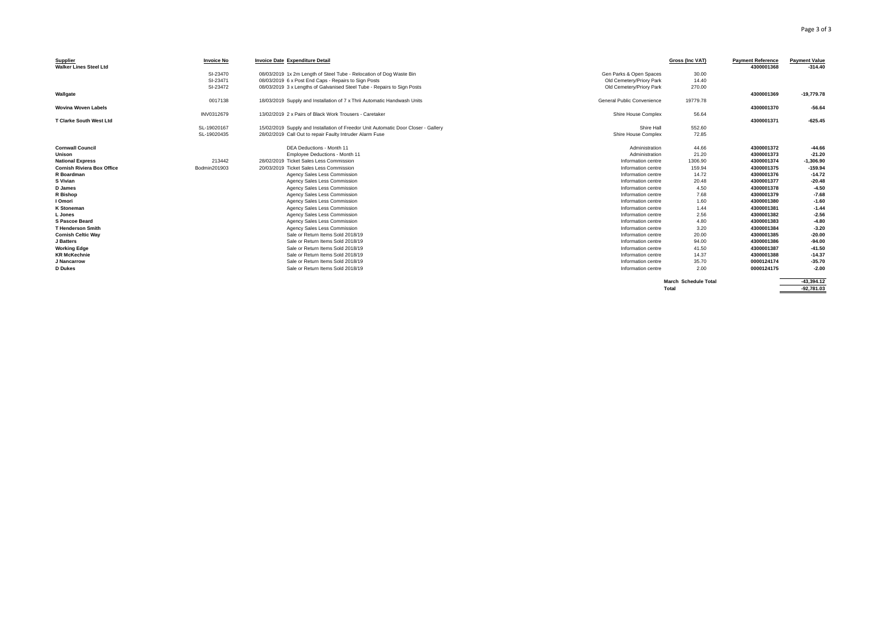| Supplier | Invoice No | Invoice Date | Expenditure Detail | | Gross (Inc VAT) | Payment Reference | Payment Value |
|---|---|---|---|---|---|---|---|
| **Walker Lines Steel Ltd** | | | | | | **4300001368** | **-314.40** |
| | SI-23470 | 08/03/2019 | 1x 2m Length of Steel Tube - Relocation of Dog Waste Bin | Gen Parks & Open Spaces | 30.00 | | |
| | SI-23471 | 08/03/2019 | 6 x Post End Caps - Repairs to Sign Posts | Old Cemetery/Priory Park | 14.40 | | |
| | SI-23472 | 08/03/2019 | 3 x Lengths of Galvanised Steel Tube - Repairs to Sign Posts | Old Cemetery/Priory Park | 270.00 | | |
| **Wallgate** | | | | | | **4300001369** | **-19,779.78** |
| | 0017138 | 18/03/2019 | Supply and Installation of 7 x Thrii Automatic Handwash Units | General Public Convenience | 19779.78 | | |
| **Wovina Woven Labels** | | | | | | **4300001370** | **-56.64** |
| | INV0312679 | 13/02/2019 | 2 x Pairs of Black Work Trousers - Caretaker | Shire House Complex | 56.64 | | |
| **T Clarke South West Ltd** | | | | | | **4300001371** | **-625.45** |
| | SL-19020167 | 15/02/2019 | Supply and Installation of Freedor Unit Automatic Door Closer - Gallery | Shire Hall | 552.60 | | |
| | SL-19020435 | 28/02/2019 | Call Out to repair Faulty Intruder Alarm Fuse | Shire House Complex | 72.85 | | |
| **Cornwall Council** | | | DEA Deductions - Month 11 | Administration | 44.66 | **4300001372** | **-44.66** |
| **Unison** | | | Employee Deductions - Month 11 | Administration | 21.20 | **4300001373** | **-21.20** |
| **National Express** | 213442 | 28/02/2019 | Ticket Sales Less Commission | Information centre | 1306.90 | **4300001374** | **-1,306.90** |
| **Cornish Riviera Box Office** | Bodmin201903 | 20/03/2019 | Ticket Sales Less Commission | Information centre | 159.94 | **4300001375** | **-159.94** |
| **R Boardman** | | | Agency Sales Less Commission | Information centre | 14.72 | **4300001376** | **-14.72** |
| **S Vivian** | | | Agency Sales Less Commission | Information centre | 20.48 | **4300001377** | **-20.48** |
| **D James** | | | Agency Sales Less Commission | Information centre | 4.50 | **4300001378** | **-4.50** |
| **R Bishop** | | | Agency Sales Less Commission | Information centre | 7.68 | **4300001379** | **-7.68** |
| **I Omori** | | | Agency Sales Less Commission | Information centre | 1.60 | **4300001380** | **-1.60** |
| **K Stoneman** | | | Agency Sales Less Commission | Information centre | 1.44 | **4300001381** | **-1.44** |
| **L Jones** | | | Agency Sales Less Commission | Information centre | 2.56 | **4300001382** | **-2.56** |
| **S Pascoe Beard** | | | Agency Sales Less Commission | Information centre | 4.80 | **4300001383** | **-4.80** |
| **T Henderson Smith** | | | Agency Sales Less Commission | Information centre | 3.20 | **4300001384** | **-3.20** |
| **Cornish Celtic Way** | | | Sale or Return Items Sold 2018/19 | Information centre | 20.00 | **4300001385** | **-20.00** |
| **J Batters** | | | Sale or Return Items Sold 2018/19 | Information centre | 94.00 | **4300001386** | **-94.00** |
| **Working Edge** | | | Sale or Return Items Sold 2018/19 | Information centre | 41.50 | **4300001387** | **-41.50** |
| **KR McKechnie** | | | Sale or Return Items Sold 2018/19 | Information centre | 14.37 | **4300001388** | **-14.37** |
| **J Nancarrow** | | | Sale or Return Items Sold 2018/19 | Information centre | 35.70 | **0000124174** | **-35.70** |
| **D Dukes** | | | Sale or Return Items Sold 2018/19 | Information centre | 2.00 | **0000124175** | **-2.00** |
| | | | | | **March Schedule Total** | | **-43,394.12** |
| | | | | | **Total** | | **-92,781.03** |